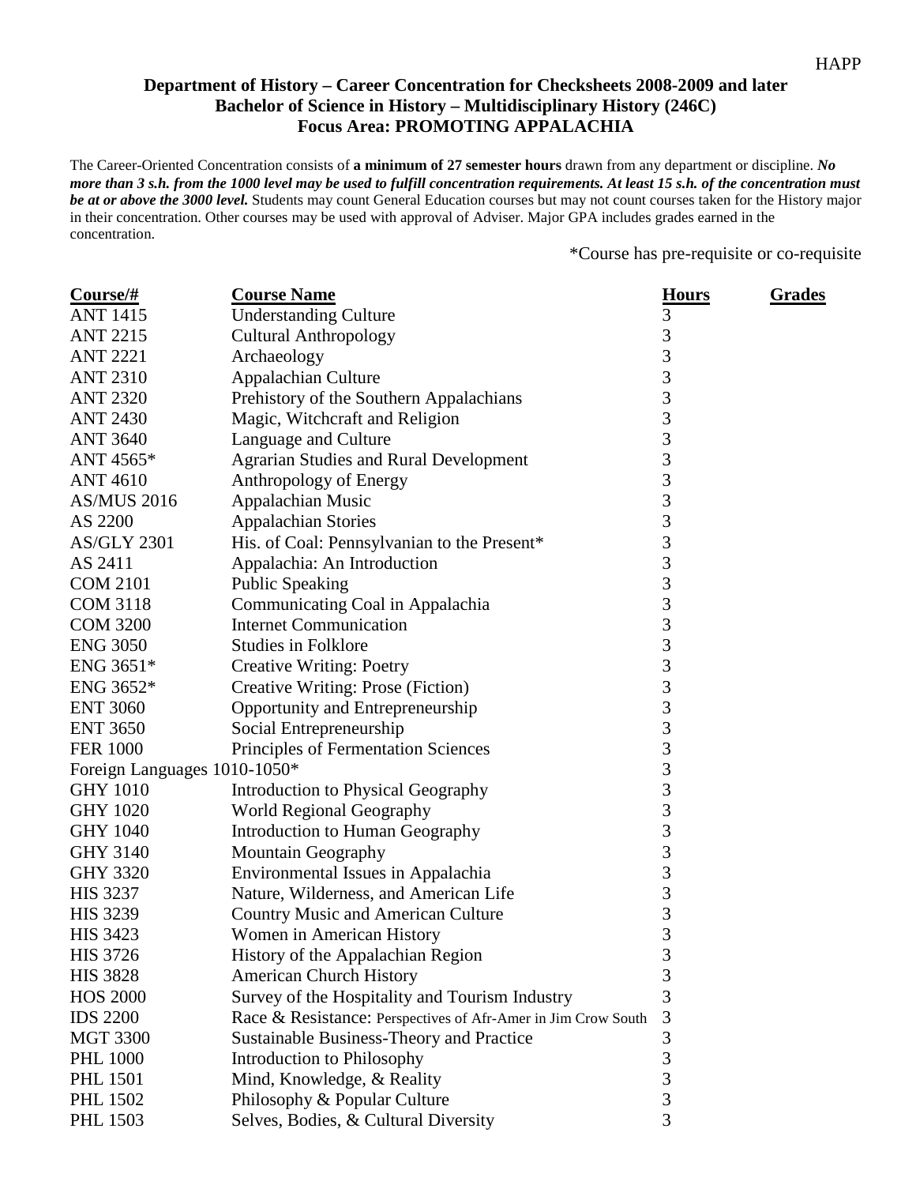HAPP

### Department of History – Career Concentration for Checksheets 2008-2009 and later
### Bachelor of Science in History – Multidisciplinary History (246C)
### Focus Area: PROMOTING APPALACHIA

The Career-Oriented Concentration consists of **a minimum of 27 semester hours** drawn from any department or discipline. ***No more than 3 s.h. from the 1000 level may be used to fulfill concentration requirements. At least 15 s.h. of the concentration must be at or above the 3000 level.*** Students may count General Education courses but may not count courses taken for the History major in their concentration. Other courses may be used with approval of Adviser. Major GPA includes grades earned in the concentration.

*Course has pre-requisite or co-requisite

| Course/# | Course Name | Hours | Grades |
|---|---|---|---|
| ANT 1415 | Understanding Culture | 3 | |
| ANT 2215 | Cultural Anthropology | 3 | |
| ANT 2221 | Archaeology | 3 | |
| ANT 2310 | Appalachian Culture | 3 | |
| ANT 2320 | Prehistory of the Southern Appalachians | 3 | |
| ANT 2430 | Magic, Witchcraft and Religion | 3 | |
| ANT 3640 | Language and Culture | 3 | |
| ANT 4565* | Agrarian Studies and Rural Development | 3 | |
| ANT 4610 | Anthropology of Energy | 3 | |
| AS/MUS 2016 | Appalachian Music | 3 | |
| AS 2200 | Appalachian Stories | 3 | |
| AS/GLY 2301 | His. of Coal: Pennsylvanian to the Present* | 3 | |
| AS 2411 | Appalachia: An Introduction | 3 | |
| COM 2101 | Public Speaking | 3 | |
| COM 3118 | Communicating Coal in Appalachia | 3 | |
| COM 3200 | Internet Communication | 3 | |
| ENG 3050 | Studies in Folklore | 3 | |
| ENG 3651* | Creative Writing: Poetry | 3 | |
| ENG 3652* | Creative Writing: Prose (Fiction) | 3 | |
| ENT 3060 | Opportunity and Entrepreneurship | 3 | |
| ENT 3650 | Social Entrepreneurship | 3 | |
| FER 1000 | Principles of Fermentation Sciences | 3 | |
| Foreign Languages 1010-1050* | | 3 | |
| GHY 1010 | Introduction to Physical Geography | 3 | |
| GHY 1020 | World Regional Geography | 3 | |
| GHY 1040 | Introduction to Human Geography | 3 | |
| GHY 3140 | Mountain Geography | 3 | |
| GHY 3320 | Environmental Issues in Appalachia | 3 | |
| HIS 3237 | Nature, Wilderness, and American Life | 3 | |
| HIS 3239 | Country Music and American Culture | 3 | |
| HIS 3423 | Women in American History | 3 | |
| HIS 3726 | History of the Appalachian Region | 3 | |
| HIS 3828 | American Church History | 3 | |
| HOS 2000 | Survey of the Hospitality and Tourism Industry | 3 | |
| IDS 2200 | Race & Resistance: Perspectives of Afr-Amer in Jim Crow South | 3 | |
| MGT 3300 | Sustainable Business-Theory and Practice | 3 | |
| PHL 1000 | Introduction to Philosophy | 3 | |
| PHL 1501 | Mind, Knowledge, & Reality | 3 | |
| PHL 1502 | Philosophy & Popular Culture | 3 | |
| PHL 1503 | Selves, Bodies, & Cultural Diversity | 3 | |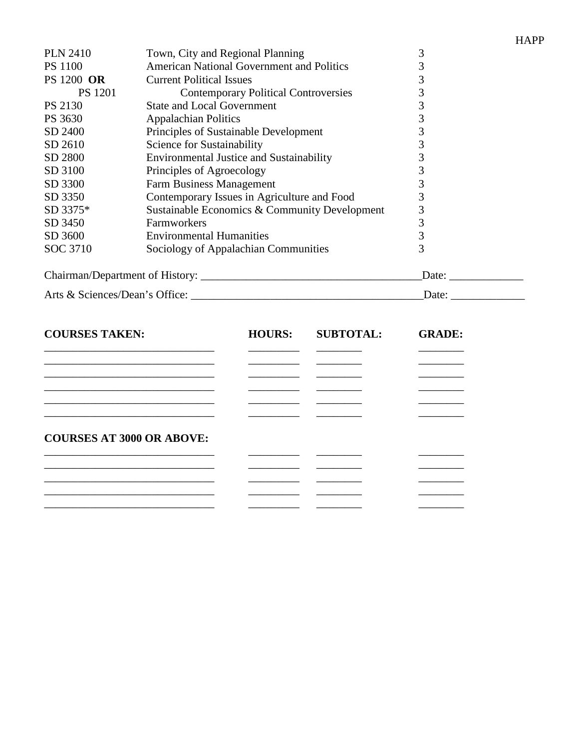| | | |
|---|---|---|
| PLN 2410 | Town, City and Regional Planning | 3 |
| PS 1100 | American National Government and Politics | 3 |
| PS 1200 **OR** | Current Political Issues | 3 |
| PS 1201 | Contemporary Political Controversies | 3 |
| PS 2130 | State and Local Government | 3 |
| PS 3630 | Appalachian Politics | 3 |
| SD 2400 | Principles of Sustainable Development | 3 |
| SD 2610 | Science for Sustainability | 3 |
| SD 2800 | Environmental Justice and Sustainability | 3 |
| SD 3100 | Principles of Agroecology | 3 |
| SD 3300 | Farm Business Management | 3 |
| SD 3350 | Contemporary Issues in Agriculture and Food | 3 |
| SD 3375* | Sustainable Economics & Community Development | 3 |
| SD 3450 | Farmworkers | 3 |
| SD 3600 | Environmental Humanities | 3 |
| SOC 3710 | Sociology of Appalachian Communities | 3 |

Chairman/Department of History: _______________________________________Date: _____________

Arts & Sciences/Dean's Office: ________________________________________Date: _____________

| **COURSES TAKEN:** | **HOURS:** | **SUBTOTAL:** | **GRADE:** |
|---|---|---|---|
| ______________________________ | _________ | ________ | ________ |
| ______________________________ | _________ | ________ | ________ |
| ______________________________ | _________ | ________ | ________ |
| ______________________________ | _________ | ________ | ________ |
| ______________________________ | _________ | ________ | ________ |
| ______________________________ | _________ | ________ | ________ |

**COURSES AT 3000 OR ABOVE:**

| | | | |
|---|---|---|---|
| ______________________________ | _________ | ________ | ________ |
| ______________________________ | _________ | ________ | ________ |
| ______________________________ | _________ | ________ | ________ |
| ______________________________ | _________ | ________ | ________ |
| ______________________________ | _________ | ________ | ________ |